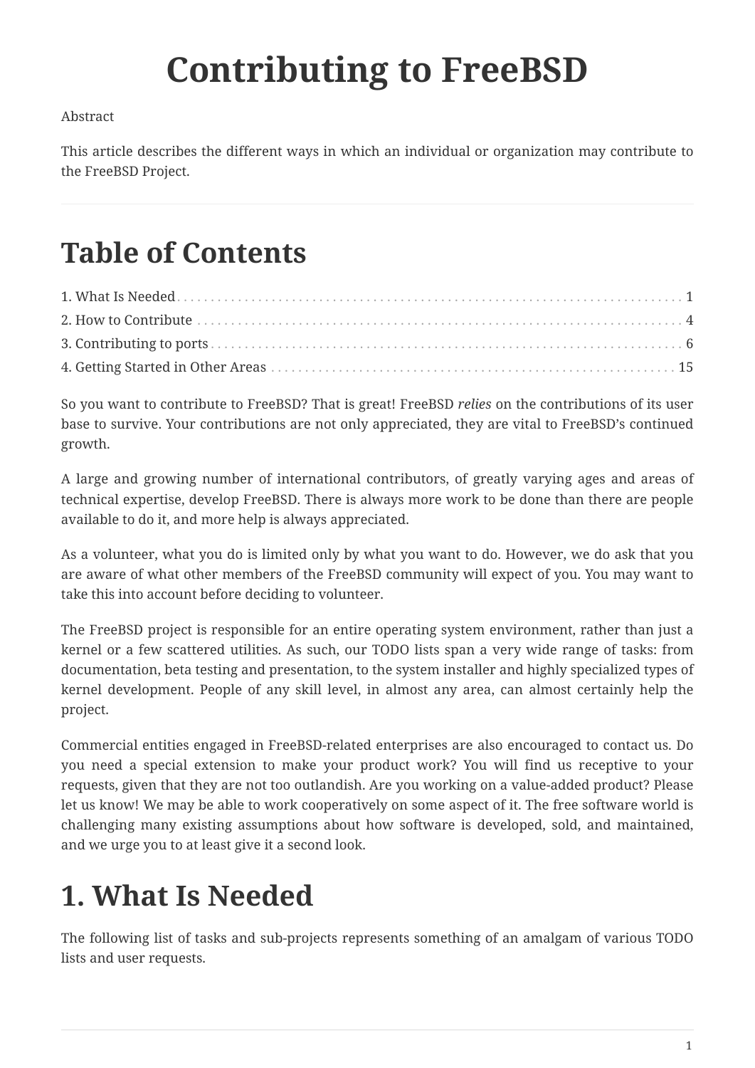# Contributing to FreeBSD

Abstract

This article describes the different ways in which an individual or organization may contribute to the FreeBSD Project.

---

## Table of Contents

1. What Is Needed . . . 1
2. How to Contribute . . . 4
3. Contributing to ports . . . 6
4. Getting Started in Other Areas . . . 15

So you want to contribute to FreeBSD? That is great! FreeBSD *relies* on the contributions of its user base to survive. Your contributions are not only appreciated, they are vital to FreeBSD's continued growth.

A large and growing number of international contributors, of greatly varying ages and areas of technical expertise, develop FreeBSD. There is always more work to be done than there are people available to do it, and more help is always appreciated.

As a volunteer, what you do is limited only by what you want to do. However, we do ask that you are aware of what other members of the FreeBSD community will expect of you. You may want to take this into account before deciding to volunteer.

The FreeBSD project is responsible for an entire operating system environment, rather than just a kernel or a few scattered utilities. As such, our TODO lists span a very wide range of tasks: from documentation, beta testing and presentation, to the system installer and highly specialized types of kernel development. People of any skill level, in almost any area, can almost certainly help the project.

Commercial entities engaged in FreeBSD-related enterprises are also encouraged to contact us. Do you need a special extension to make your product work? You will find us receptive to your requests, given that they are not too outlandish. Are you working on a value-added product? Please let us know! We may be able to work cooperatively on some aspect of it. The free software world is challenging many existing assumptions about how software is developed, sold, and maintained, and we urge you to at least give it a second look.

# 1. What Is Needed

The following list of tasks and sub-projects represents something of an amalgam of various TODO lists and user requests.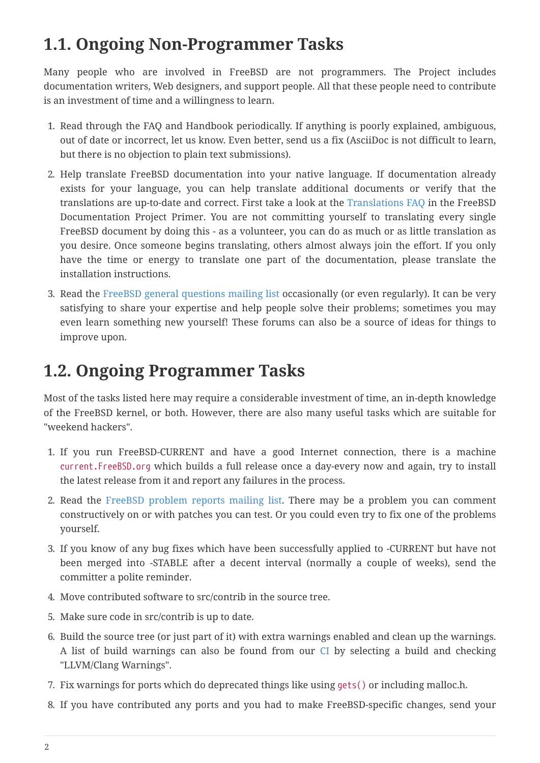## 1.1. Ongoing Non-Programmer Tasks

Many people who are involved in FreeBSD are not programmers. The Project includes documentation writers, Web designers, and support people. All that these people need to contribute is an investment of time and a willingness to learn.

1. Read through the FAQ and Handbook periodically. If anything is poorly explained, ambiguous, out of date or incorrect, let us know. Even better, send us a fix (AsciiDoc is not difficult to learn, but there is no objection to plain text submissions).
2. Help translate FreeBSD documentation into your native language. If documentation already exists for your language, you can help translate additional documents or verify that the translations are up-to-date and correct. First take a look at the Translations FAQ in the FreeBSD Documentation Project Primer. You are not committing yourself to translating every single FreeBSD document by doing this - as a volunteer, you can do as much or as little translation as you desire. Once someone begins translating, others almost always join the effort. If you only have the time or energy to translate one part of the documentation, please translate the installation instructions.
3. Read the FreeBSD general questions mailing list occasionally (or even regularly). It can be very satisfying to share your expertise and help people solve their problems; sometimes you may even learn something new yourself! These forums can also be a source of ideas for things to improve upon.

## 1.2. Ongoing Programmer Tasks

Most of the tasks listed here may require a considerable investment of time, an in-depth knowledge of the FreeBSD kernel, or both. However, there are also many useful tasks which are suitable for "weekend hackers".

1. If you run FreeBSD-CURRENT and have a good Internet connection, there is a machine `current.FreeBSD.org` which builds a full release once a day-every now and again, try to install the latest release from it and report any failures in the process.
2. Read the FreeBSD problem reports mailing list. There may be a problem you can comment constructively on or with patches you can test. Or you could even try to fix one of the problems yourself.
3. If you know of any bug fixes which have been successfully applied to -CURRENT but have not been merged into -STABLE after a decent interval (normally a couple of weeks), send the committer a polite reminder.
4. Move contributed software to src/contrib in the source tree.
5. Make sure code in src/contrib is up to date.
6. Build the source tree (or just part of it) with extra warnings enabled and clean up the warnings. A list of build warnings can also be found from our CI by selecting a build and checking "LLVM/Clang Warnings".
7. Fix warnings for ports which do deprecated things like using `gets()` or including malloc.h.
8. If you have contributed any ports and you had to make FreeBSD-specific changes, send your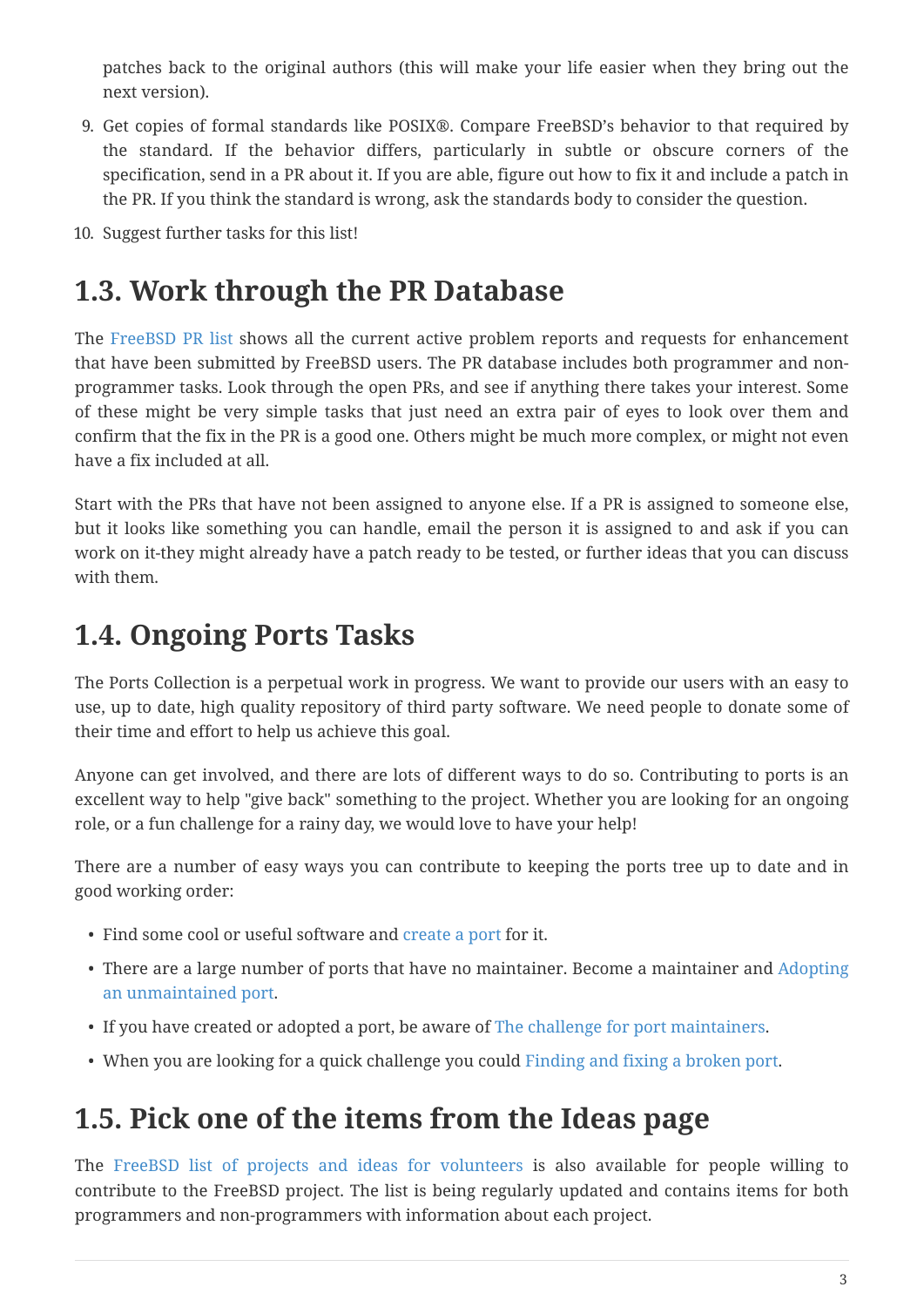patches back to the original authors (this will make your life easier when they bring out the next version).

9. Get copies of formal standards like POSIX®. Compare FreeBSD's behavior to that required by the standard. If the behavior differs, particularly in subtle or obscure corners of the specification, send in a PR about it. If you are able, figure out how to fix it and include a patch in the PR. If you think the standard is wrong, ask the standards body to consider the question.
10. Suggest further tasks for this list!

## 1.3. Work through the PR Database

The FreeBSD PR list shows all the current active problem reports and requests for enhancement that have been submitted by FreeBSD users. The PR database includes both programmer and non-programmer tasks. Look through the open PRs, and see if anything there takes your interest. Some of these might be very simple tasks that just need an extra pair of eyes to look over them and confirm that the fix in the PR is a good one. Others might be much more complex, or might not even have a fix included at all.

Start with the PRs that have not been assigned to anyone else. If a PR is assigned to someone else, but it looks like something you can handle, email the person it is assigned to and ask if you can work on it-they might already have a patch ready to be tested, or further ideas that you can discuss with them.

## 1.4. Ongoing Ports Tasks

The Ports Collection is a perpetual work in progress. We want to provide our users with an easy to use, up to date, high quality repository of third party software. We need people to donate some of their time and effort to help us achieve this goal.

Anyone can get involved, and there are lots of different ways to do so. Contributing to ports is an excellent way to help "give back" something to the project. Whether you are looking for an ongoing role, or a fun challenge for a rainy day, we would love to have your help!

There are a number of easy ways you can contribute to keeping the ports tree up to date and in good working order:

- Find some cool or useful software and create a port for it.
- There are a large number of ports that have no maintainer. Become a maintainer and Adopting an unmaintained port.
- If you have created or adopted a port, be aware of The challenge for port maintainers.
- When you are looking for a quick challenge you could Finding and fixing a broken port.

## 1.5. Pick one of the items from the Ideas page

The FreeBSD list of projects and ideas for volunteers is also available for people willing to contribute to the FreeBSD project. The list is being regularly updated and contains items for both programmers and non-programmers with information about each project.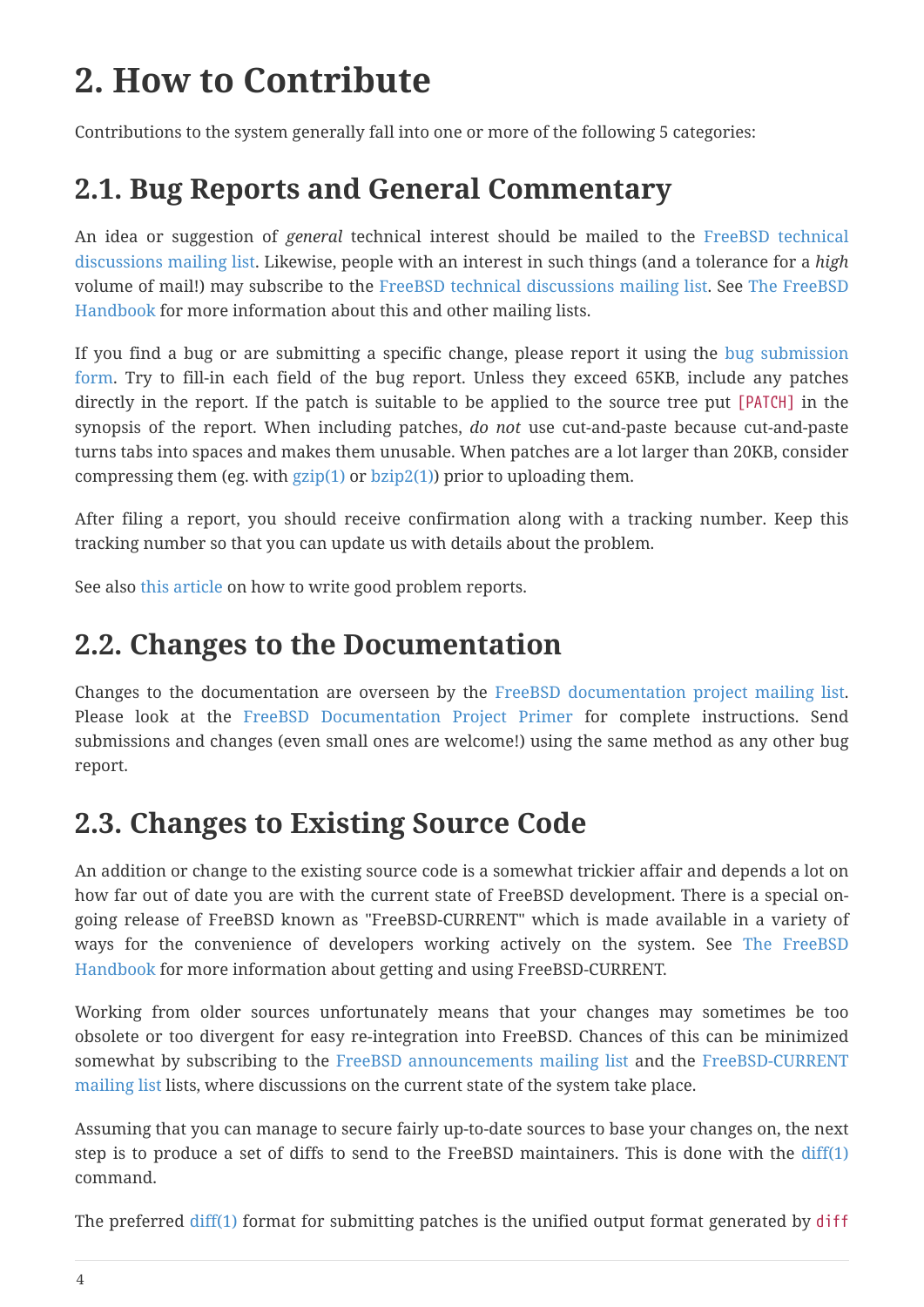# 2. How to Contribute

Contributions to the system generally fall into one or more of the following 5 categories:

## 2.1. Bug Reports and General Commentary

An idea or suggestion of *general* technical interest should be mailed to the FreeBSD technical discussions mailing list. Likewise, people with an interest in such things (and a tolerance for a *high* volume of mail!) may subscribe to the FreeBSD technical discussions mailing list. See The FreeBSD Handbook for more information about this and other mailing lists.

If you find a bug or are submitting a specific change, please report it using the bug submission form. Try to fill-in each field of the bug report. Unless they exceed 65KB, include any patches directly in the report. If the patch is suitable to be applied to the source tree put `[PATCH]` in the synopsis of the report. When including patches, *do not* use cut-and-paste because cut-and-paste turns tabs into spaces and makes them unusable. When patches are a lot larger than 20KB, consider compressing them (eg. with gzip(1) or bzip2(1)) prior to uploading them.

After filing a report, you should receive confirmation along with a tracking number. Keep this tracking number so that you can update us with details about the problem.

See also this article on how to write good problem reports.

## 2.2. Changes to the Documentation

Changes to the documentation are overseen by the FreeBSD documentation project mailing list. Please look at the FreeBSD Documentation Project Primer for complete instructions. Send submissions and changes (even small ones are welcome!) using the same method as any other bug report.

## 2.3. Changes to Existing Source Code

An addition or change to the existing source code is a somewhat trickier affair and depends a lot on how far out of date you are with the current state of FreeBSD development. There is a special on-going release of FreeBSD known as "FreeBSD-CURRENT" which is made available in a variety of ways for the convenience of developers working actively on the system. See The FreeBSD Handbook for more information about getting and using FreeBSD-CURRENT.

Working from older sources unfortunately means that your changes may sometimes be too obsolete or too divergent for easy re-integration into FreeBSD. Chances of this can be minimized somewhat by subscribing to the FreeBSD announcements mailing list and the FreeBSD-CURRENT mailing list lists, where discussions on the current state of the system take place.

Assuming that you can manage to secure fairly up-to-date sources to base your changes on, the next step is to produce a set of diffs to send to the FreeBSD maintainers. This is done with the diff(1) command.

The preferred diff(1) format for submitting patches is the unified output format generated by `diff`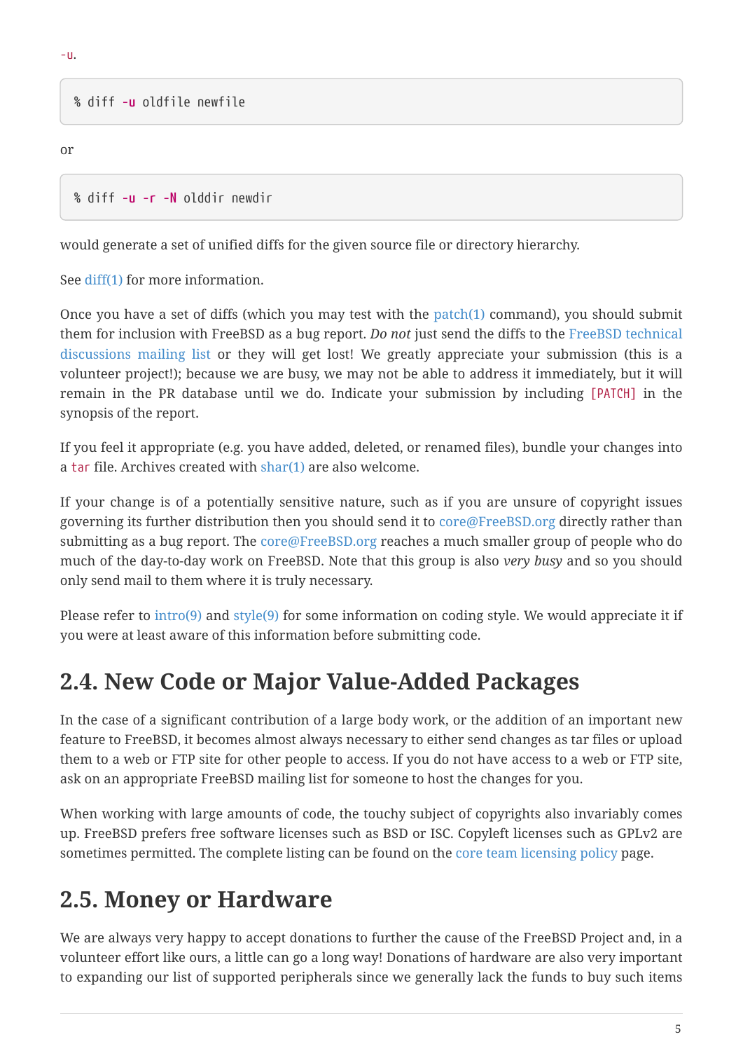`-u`.

```
% diff -u oldfile newfile
```

or

```
% diff -u -r -N olddir newdir
```

would generate a set of unified diffs for the given source file or directory hierarchy.

See diff(1) for more information.

Once you have a set of diffs (which you may test with the patch(1) command), you should submit them for inclusion with FreeBSD as a bug report. *Do not* just send the diffs to the FreeBSD technical discussions mailing list or they will get lost! We greatly appreciate your submission (this is a volunteer project!); because we are busy, we may not be able to address it immediately, but it will remain in the PR database until we do. Indicate your submission by including `[PATCH]` in the synopsis of the report.

If you feel it appropriate (e.g. you have added, deleted, or renamed files), bundle your changes into a `tar` file. Archives created with shar(1) are also welcome.

If your change is of a potentially sensitive nature, such as if you are unsure of copyright issues governing its further distribution then you should send it to core@FreeBSD.org directly rather than submitting as a bug report. The core@FreeBSD.org reaches a much smaller group of people who do much of the day-to-day work on FreeBSD. Note that this group is also *very busy* and so you should only send mail to them where it is truly necessary.

Please refer to intro(9) and style(9) for some information on coding style. We would appreciate it if you were at least aware of this information before submitting code.

## 2.4. New Code or Major Value-Added Packages

In the case of a significant contribution of a large body work, or the addition of an important new feature to FreeBSD, it becomes almost always necessary to either send changes as tar files or upload them to a web or FTP site for other people to access. If you do not have access to a web or FTP site, ask on an appropriate FreeBSD mailing list for someone to host the changes for you.

When working with large amounts of code, the touchy subject of copyrights also invariably comes up. FreeBSD prefers free software licenses such as BSD or ISC. Copyleft licenses such as GPLv2 are sometimes permitted. The complete listing can be found on the core team licensing policy page.

## 2.5. Money or Hardware

We are always very happy to accept donations to further the cause of the FreeBSD Project and, in a volunteer effort like ours, a little can go a long way! Donations of hardware are also very important to expanding our list of supported peripherals since we generally lack the funds to buy such items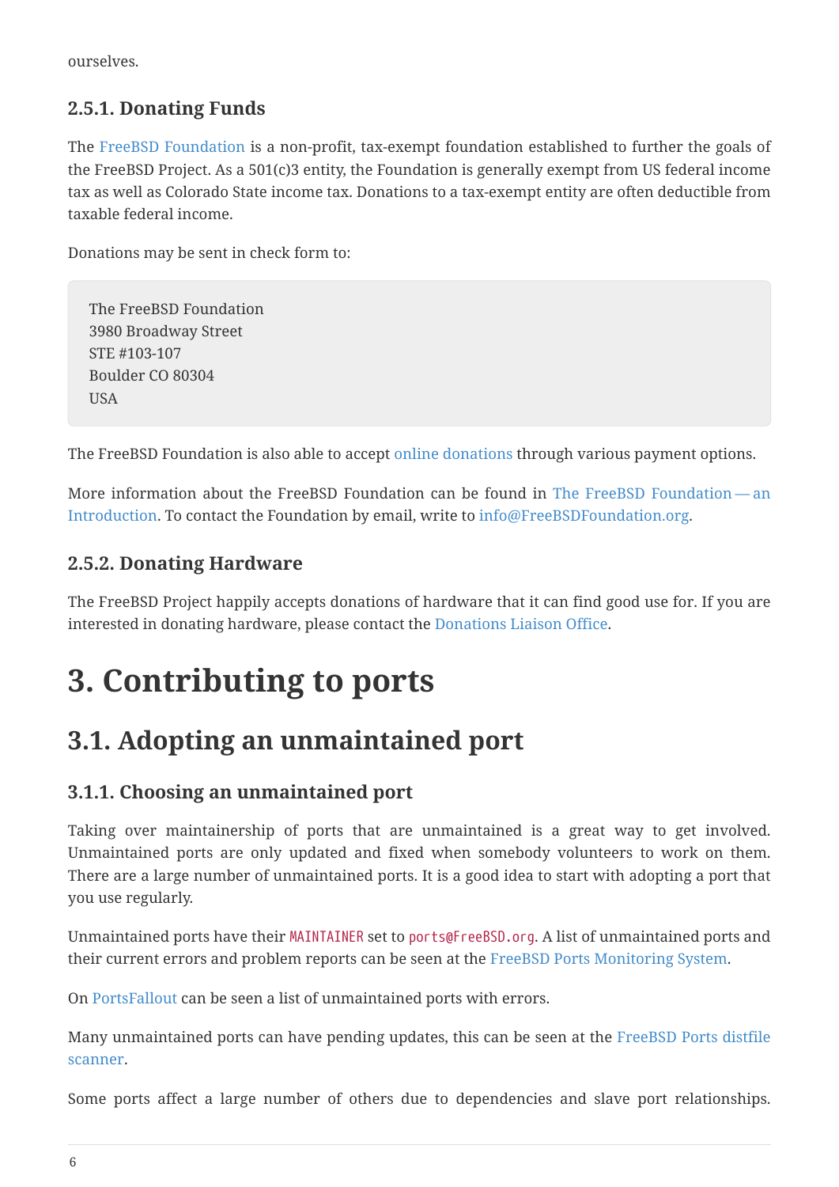ourselves.

### 2.5.1. Donating Funds

The FreeBSD Foundation is a non-profit, tax-exempt foundation established to further the goals of the FreeBSD Project. As a 501(c)3 entity, the Foundation is generally exempt from US federal income tax as well as Colorado State income tax. Donations to a tax-exempt entity are often deductible from taxable federal income.

Donations may be sent in check form to:

```
The FreeBSD Foundation
3980 Broadway Street
STE #103-107
Boulder CO 80304
USA
```

The FreeBSD Foundation is also able to accept online donations through various payment options.

More information about the FreeBSD Foundation can be found in The FreeBSD Foundation — an Introduction. To contact the Foundation by email, write to info@FreeBSDFoundation.org.

### 2.5.2. Donating Hardware

The FreeBSD Project happily accepts donations of hardware that it can find good use for. If you are interested in donating hardware, please contact the Donations Liaison Office.

# 3. Contributing to ports

## 3.1. Adopting an unmaintained port

### 3.1.1. Choosing an unmaintained port

Taking over maintainership of ports that are unmaintained is a great way to get involved. Unmaintained ports are only updated and fixed when somebody volunteers to work on them. There are a large number of unmaintained ports. It is a good idea to start with adopting a port that you use regularly.

Unmaintained ports have their `MAINTAINER` set to `ports@FreeBSD.org`. A list of unmaintained ports and their current errors and problem reports can be seen at the FreeBSD Ports Monitoring System.

On PortsFallout can be seen a list of unmaintained ports with errors.

Many unmaintained ports can have pending updates, this can be seen at the FreeBSD Ports distfile scanner.

Some ports affect a large number of others due to dependencies and slave port relationships.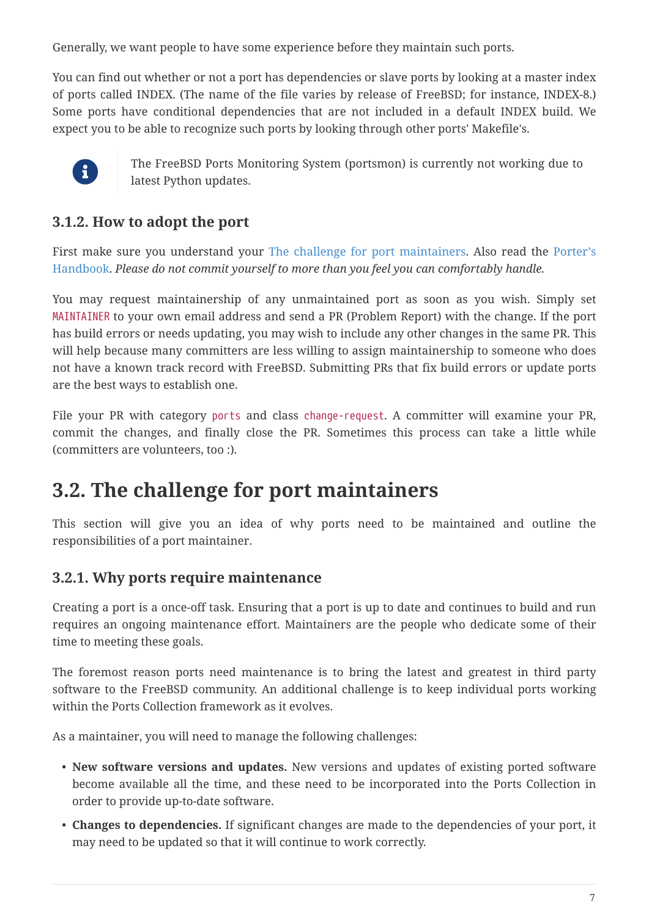Generally, we want people to have some experience before they maintain such ports.

You can find out whether or not a port has dependencies or slave ports by looking at a master index of ports called INDEX. (The name of the file varies by release of FreeBSD; for instance, INDEX-8.) Some ports have conditional dependencies that are not included in a default INDEX build. We expect you to be able to recognize such ports by looking through other ports' Makefile's.

> The FreeBSD Ports Monitoring System (portsmon) is currently not working due to latest Python updates.

### 3.1.2. How to adopt the port

First make sure you understand your The challenge for port maintainers. Also read the Porter's Handbook. *Please do not commit yourself to more than you feel you can comfortably handle.*

You may request maintainership of any unmaintained port as soon as you wish. Simply set `MAINTAINER` to your own email address and send a PR (Problem Report) with the change. If the port has build errors or needs updating, you may wish to include any other changes in the same PR. This will help because many committers are less willing to assign maintainership to someone who does not have a known track record with FreeBSD. Submitting PRs that fix build errors or update ports are the best ways to establish one.

File your PR with category `ports` and class `change-request`. A committer will examine your PR, commit the changes, and finally close the PR. Sometimes this process can take a little while (committers are volunteers, too :).

## 3.2. The challenge for port maintainers

This section will give you an idea of why ports need to be maintained and outline the responsibilities of a port maintainer.

### 3.2.1. Why ports require maintenance

Creating a port is a once-off task. Ensuring that a port is up to date and continues to build and run requires an ongoing maintenance effort. Maintainers are the people who dedicate some of their time to meeting these goals.

The foremost reason ports need maintenance is to bring the latest and greatest in third party software to the FreeBSD community. An additional challenge is to keep individual ports working within the Ports Collection framework as it evolves.

As a maintainer, you will need to manage the following challenges:

- **New software versions and updates.** New versions and updates of existing ported software become available all the time, and these need to be incorporated into the Ports Collection in order to provide up-to-date software.
- **Changes to dependencies.** If significant changes are made to the dependencies of your port, it may need to be updated so that it will continue to work correctly.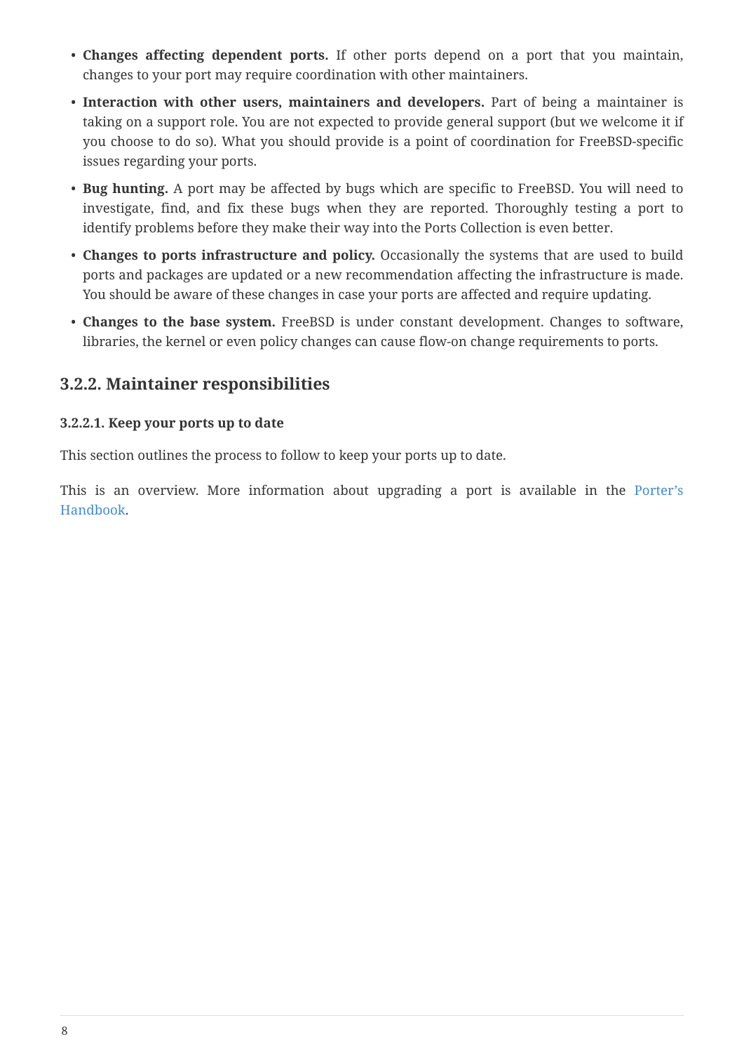- **Changes affecting dependent ports.** If other ports depend on a port that you maintain, changes to your port may require coordination with other maintainers.
- **Interaction with other users, maintainers and developers.** Part of being a maintainer is taking on a support role. You are not expected to provide general support (but we welcome it if you choose to do so). What you should provide is a point of coordination for FreeBSD-specific issues regarding your ports.
- **Bug hunting.** A port may be affected by bugs which are specific to FreeBSD. You will need to investigate, find, and fix these bugs when they are reported. Thoroughly testing a port to identify problems before they make their way into the Ports Collection is even better.
- **Changes to ports infrastructure and policy.** Occasionally the systems that are used to build ports and packages are updated or a new recommendation affecting the infrastructure is made. You should be aware of these changes in case your ports are affected and require updating.
- **Changes to the base system.** FreeBSD is under constant development. Changes to software, libraries, the kernel or even policy changes can cause flow-on change requirements to ports.

## 3.2.2. Maintainer responsibilities

### 3.2.2.1. Keep your ports up to date

This section outlines the process to follow to keep your ports up to date.

This is an overview. More information about upgrading a port is available in the Porter's Handbook.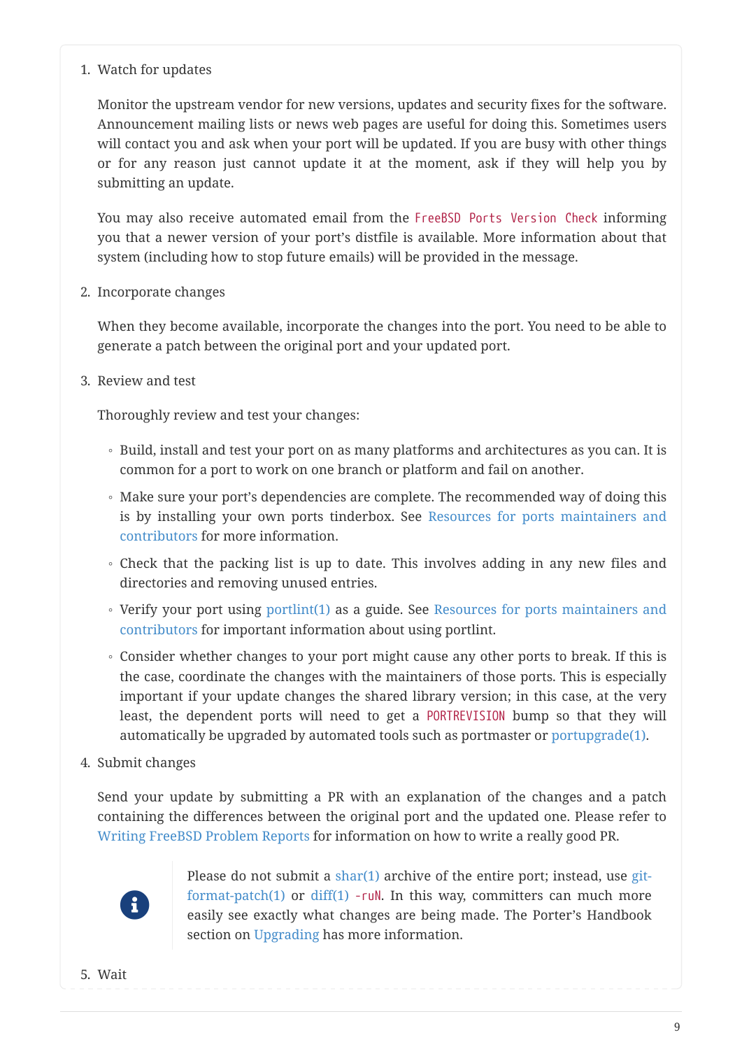1. Watch for updates

   Monitor the upstream vendor for new versions, updates and security fixes for the software. Announcement mailing lists or news web pages are useful for doing this. Sometimes users will contact you and ask when your port will be updated. If you are busy with other things or for any reason just cannot update it at the moment, ask if they will help you by submitting an update.

   You may also receive automated email from the `FreeBSD Ports Version Check` informing you that a newer version of your port's distfile is available. More information about that system (including how to stop future emails) will be provided in the message.

2. Incorporate changes

   When they become available, incorporate the changes into the port. You need to be able to generate a patch between the original port and your updated port.

3. Review and test

   Thoroughly review and test your changes:

   - Build, install and test your port on as many platforms and architectures as you can. It is common for a port to work on one branch or platform and fail on another.
   - Make sure your port's dependencies are complete. The recommended way of doing this is by installing your own ports tinderbox. See Resources for ports maintainers and contributors for more information.
   - Check that the packing list is up to date. This involves adding in any new files and directories and removing unused entries.
   - Verify your port using portlint(1) as a guide. See Resources for ports maintainers and contributors for important information about using portlint.
   - Consider whether changes to your port might cause any other ports to break. If this is the case, coordinate the changes with the maintainers of those ports. This is especially important if your update changes the shared library version; in this case, at the very least, the dependent ports will need to get a `PORTREVISION` bump so that they will automatically be upgraded by automated tools such as portmaster or portupgrade(1).

4. Submit changes

   Send your update by submitting a PR with an explanation of the changes and a patch containing the differences between the original port and the updated one. Please refer to Writing FreeBSD Problem Reports for information on how to write a really good PR.

   > Please do not submit a shar(1) archive of the entire port; instead, use git-format-patch(1) or diff(1) `-ruN`. In this way, committers can much more easily see exactly what changes are being made. The Porter's Handbook section on Upgrading has more information.

5. Wait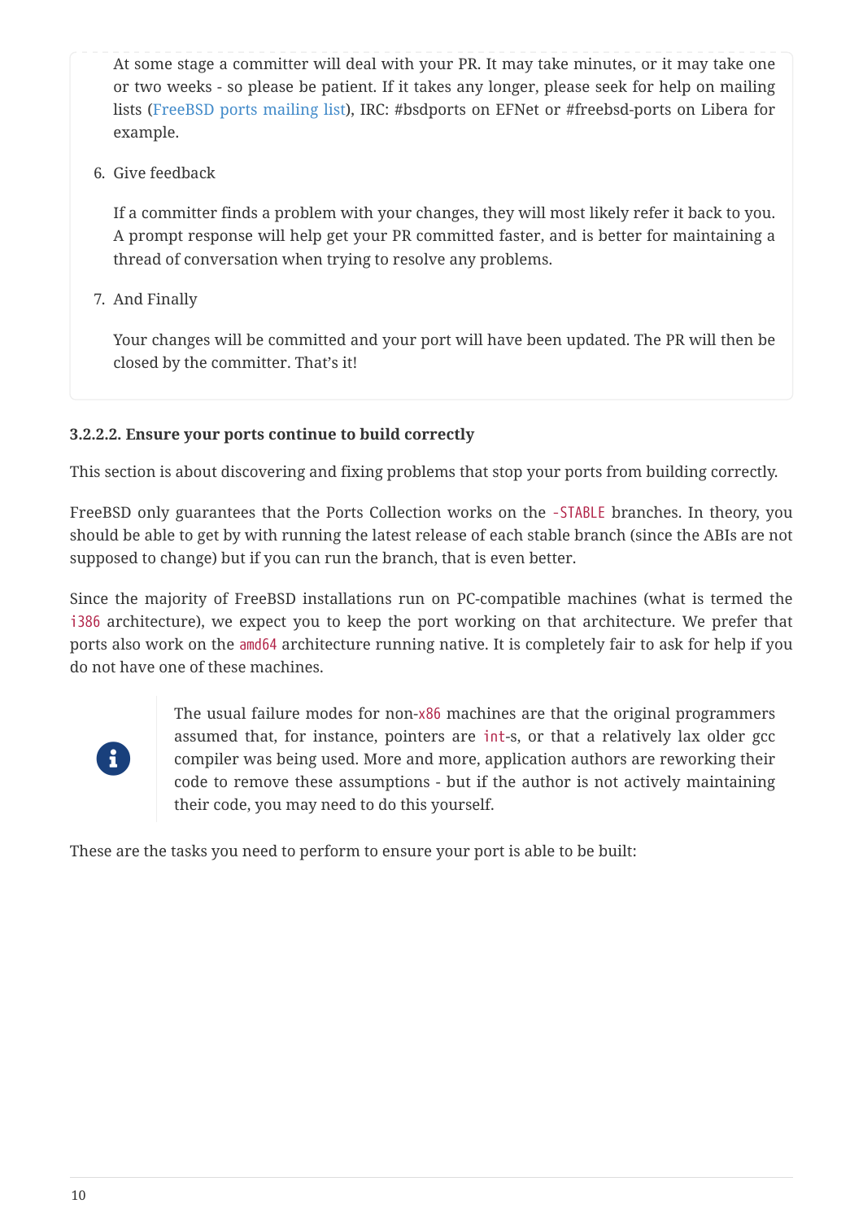At some stage a committer will deal with your PR. It may take minutes, or it may take one or two weeks - so please be patient. If it takes any longer, please seek for help on mailing lists (FreeBSD ports mailing list), IRC: #bsdports on EFNet or #freebsd-ports on Libera for example.

6. Give feedback

   If a committer finds a problem with your changes, they will most likely refer it back to you. A prompt response will help get your PR committed faster, and is better for maintaining a thread of conversation when trying to resolve any problems.

7. And Finally

   Your changes will be committed and your port will have been updated. The PR will then be closed by the committer. That's it!

#### 3.2.2.2. Ensure your ports continue to build correctly

This section is about discovering and fixing problems that stop your ports from building correctly.

FreeBSD only guarantees that the Ports Collection works on the `-STABLE` branches. In theory, you should be able to get by with running the latest release of each stable branch (since the ABIs are not supposed to change) but if you can run the branch, that is even better.

Since the majority of FreeBSD installations run on PC-compatible machines (what is termed the `i386` architecture), we expect you to keep the port working on that architecture. We prefer that ports also work on the `amd64` architecture running native. It is completely fair to ask for help if you do not have one of these machines.

> The usual failure modes for non-`x86` machines are that the original programmers assumed that, for instance, pointers are `int`-s, or that a relatively lax older gcc compiler was being used. More and more, application authors are reworking their code to remove these assumptions - but if the author is not actively maintaining their code, you may need to do this yourself.

These are the tasks you need to perform to ensure your port is able to be built: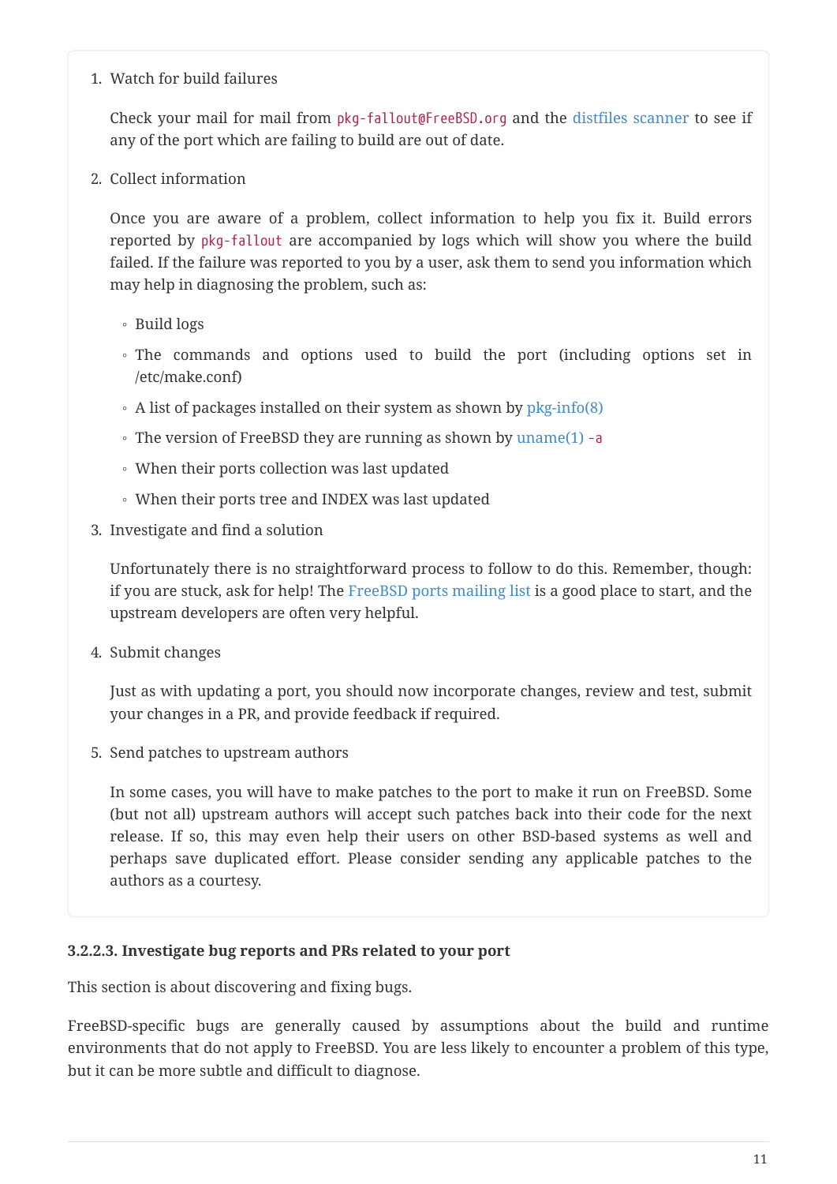1. Watch for build failures

   Check your mail for mail from `pkg-fallout@FreeBSD.org` and the distfiles scanner to see if any of the port which are failing to build are out of date.

2. Collect information

   Once you are aware of a problem, collect information to help you fix it. Build errors reported by `pkg-fallout` are accompanied by logs which will show you where the build failed. If the failure was reported to you by a user, ask them to send you information which may help in diagnosing the problem, such as:

   - Build logs
   - The commands and options used to build the port (including options set in /etc/make.conf)
   - A list of packages installed on their system as shown by pkg-info(8)
   - The version of FreeBSD they are running as shown by uname(1) `-a`
   - When their ports collection was last updated
   - When their ports tree and INDEX was last updated

3. Investigate and find a solution

   Unfortunately there is no straightforward process to follow to do this. Remember, though: if you are stuck, ask for help! The FreeBSD ports mailing list is a good place to start, and the upstream developers are often very helpful.

4. Submit changes

   Just as with updating a port, you should now incorporate changes, review and test, submit your changes in a PR, and provide feedback if required.

5. Send patches to upstream authors

   In some cases, you will have to make patches to the port to make it run on FreeBSD. Some (but not all) upstream authors will accept such patches back into their code for the next release. If so, this may even help their users on other BSD-based systems as well and perhaps save duplicated effort. Please consider sending any applicable patches to the authors as a courtesy.

#### 3.2.2.3. Investigate bug reports and PRs related to your port

This section is about discovering and fixing bugs.

FreeBSD-specific bugs are generally caused by assumptions about the build and runtime environments that do not apply to FreeBSD. You are less likely to encounter a problem of this type, but it can be more subtle and difficult to diagnose.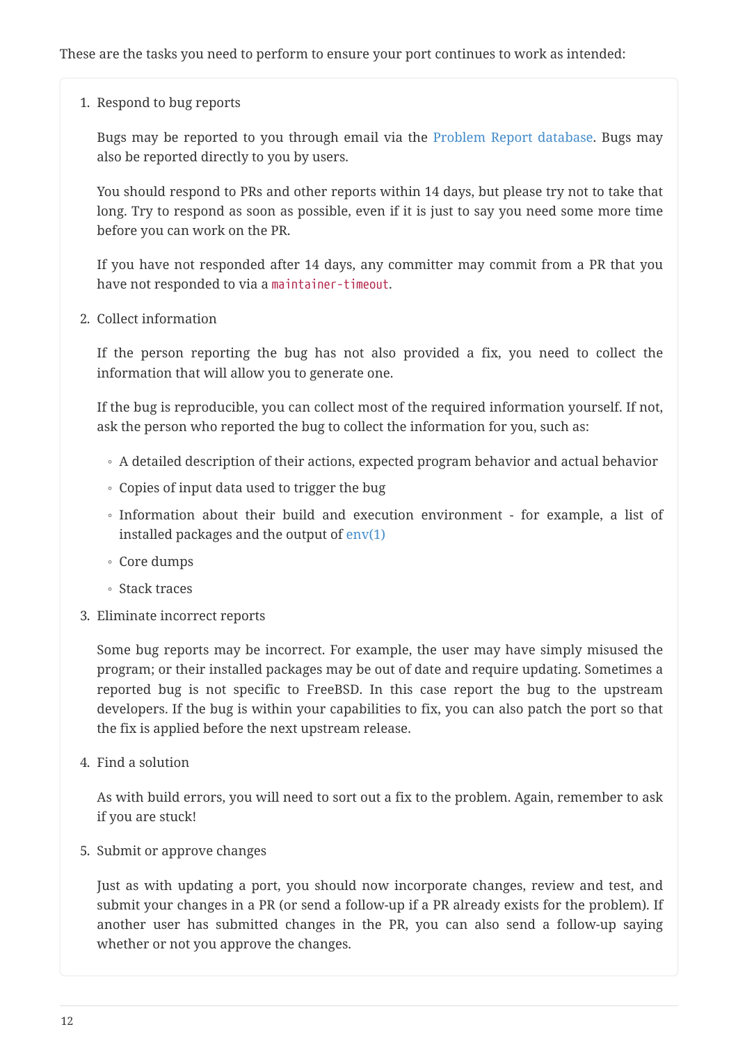These are the tasks you need to perform to ensure your port continues to work as intended:

1. Respond to bug reports

   Bugs may be reported to you through email via the Problem Report database. Bugs may also be reported directly to you by users.

   You should respond to PRs and other reports within 14 days, but please try not to take that long. Try to respond as soon as possible, even if it is just to say you need some more time before you can work on the PR.

   If you have not responded after 14 days, any committer may commit from a PR that you have not responded to via a `maintainer-timeout`.

2. Collect information

   If the person reporting the bug has not also provided a fix, you need to collect the information that will allow you to generate one.

   If the bug is reproducible, you can collect most of the required information yourself. If not, ask the person who reported the bug to collect the information for you, such as:

   - A detailed description of their actions, expected program behavior and actual behavior
   - Copies of input data used to trigger the bug
   - Information about their build and execution environment - for example, a list of installed packages and the output of env(1)
   - Core dumps
   - Stack traces

3. Eliminate incorrect reports

   Some bug reports may be incorrect. For example, the user may have simply misused the program; or their installed packages may be out of date and require updating. Sometimes a reported bug is not specific to FreeBSD. In this case report the bug to the upstream developers. If the bug is within your capabilities to fix, you can also patch the port so that the fix is applied before the next upstream release.

4. Find a solution

   As with build errors, you will need to sort out a fix to the problem. Again, remember to ask if you are stuck!

5. Submit or approve changes

   Just as with updating a port, you should now incorporate changes, review and test, and submit your changes in a PR (or send a follow-up if a PR already exists for the problem). If another user has submitted changes in the PR, you can also send a follow-up saying whether or not you approve the changes.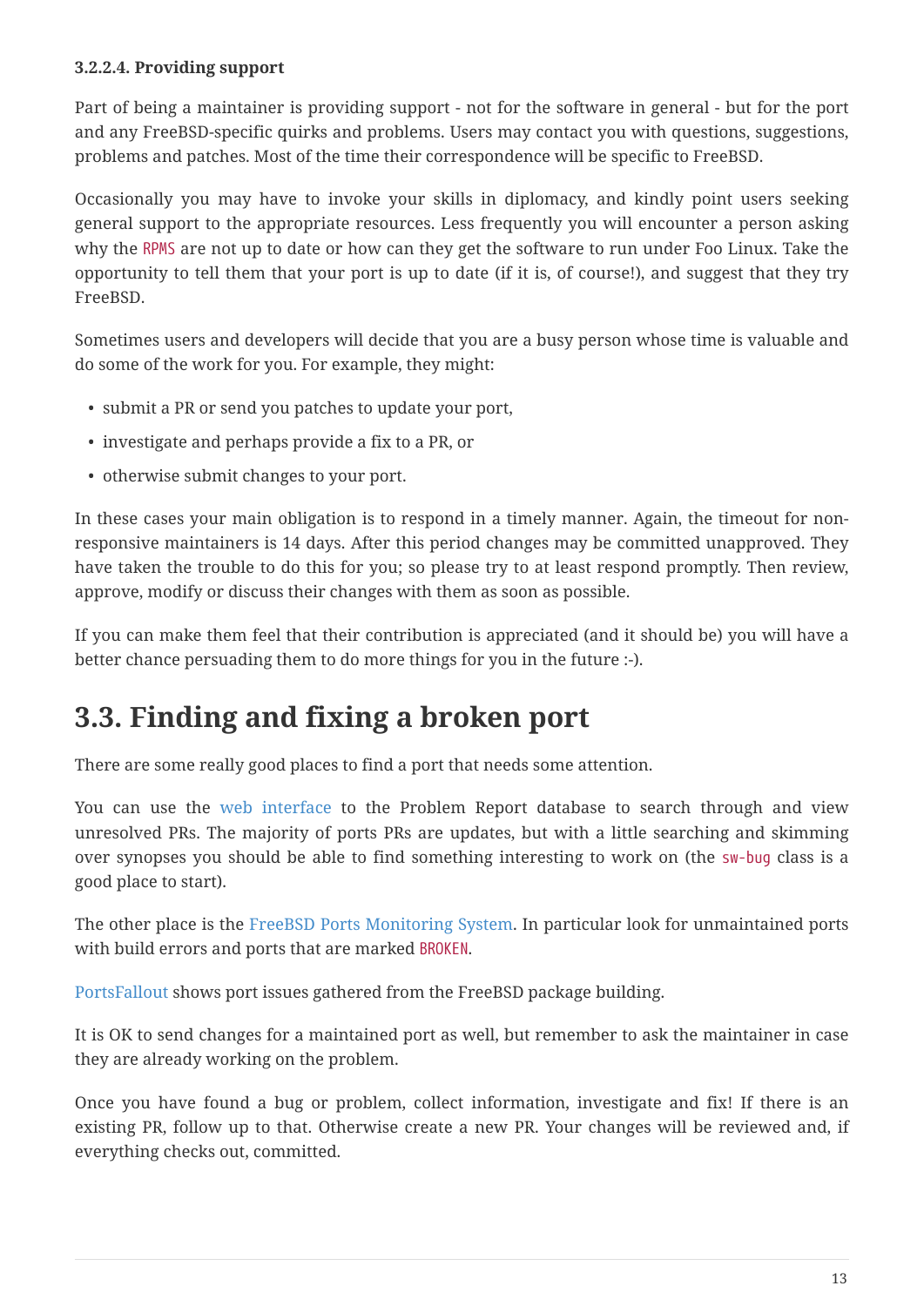#### 3.2.2.4. Providing support

Part of being a maintainer is providing support - not for the software in general - but for the port and any FreeBSD-specific quirks and problems. Users may contact you with questions, suggestions, problems and patches. Most of the time their correspondence will be specific to FreeBSD.

Occasionally you may have to invoke your skills in diplomacy, and kindly point users seeking general support to the appropriate resources. Less frequently you will encounter a person asking why the `RPMS` are not up to date or how can they get the software to run under Foo Linux. Take the opportunity to tell them that your port is up to date (if it is, of course!), and suggest that they try FreeBSD.

Sometimes users and developers will decide that you are a busy person whose time is valuable and do some of the work for you. For example, they might:

- submit a PR or send you patches to update your port,
- investigate and perhaps provide a fix to a PR, or
- otherwise submit changes to your port.

In these cases your main obligation is to respond in a timely manner. Again, the timeout for non-responsive maintainers is 14 days. After this period changes may be committed unapproved. They have taken the trouble to do this for you; so please try to at least respond promptly. Then review, approve, modify or discuss their changes with them as soon as possible.

If you can make them feel that their contribution is appreciated (and it should be) you will have a better chance persuading them to do more things for you in the future :-).

## 3.3. Finding and fixing a broken port

There are some really good places to find a port that needs some attention.

You can use the web interface to the Problem Report database to search through and view unresolved PRs. The majority of ports PRs are updates, but with a little searching and skimming over synopses you should be able to find something interesting to work on (the `sw-bug` class is a good place to start).

The other place is the FreeBSD Ports Monitoring System. In particular look for unmaintained ports with build errors and ports that are marked `BROKEN`.

PortsFallout shows port issues gathered from the FreeBSD package building.

It is OK to send changes for a maintained port as well, but remember to ask the maintainer in case they are already working on the problem.

Once you have found a bug or problem, collect information, investigate and fix! If there is an existing PR, follow up to that. Otherwise create a new PR. Your changes will be reviewed and, if everything checks out, committed.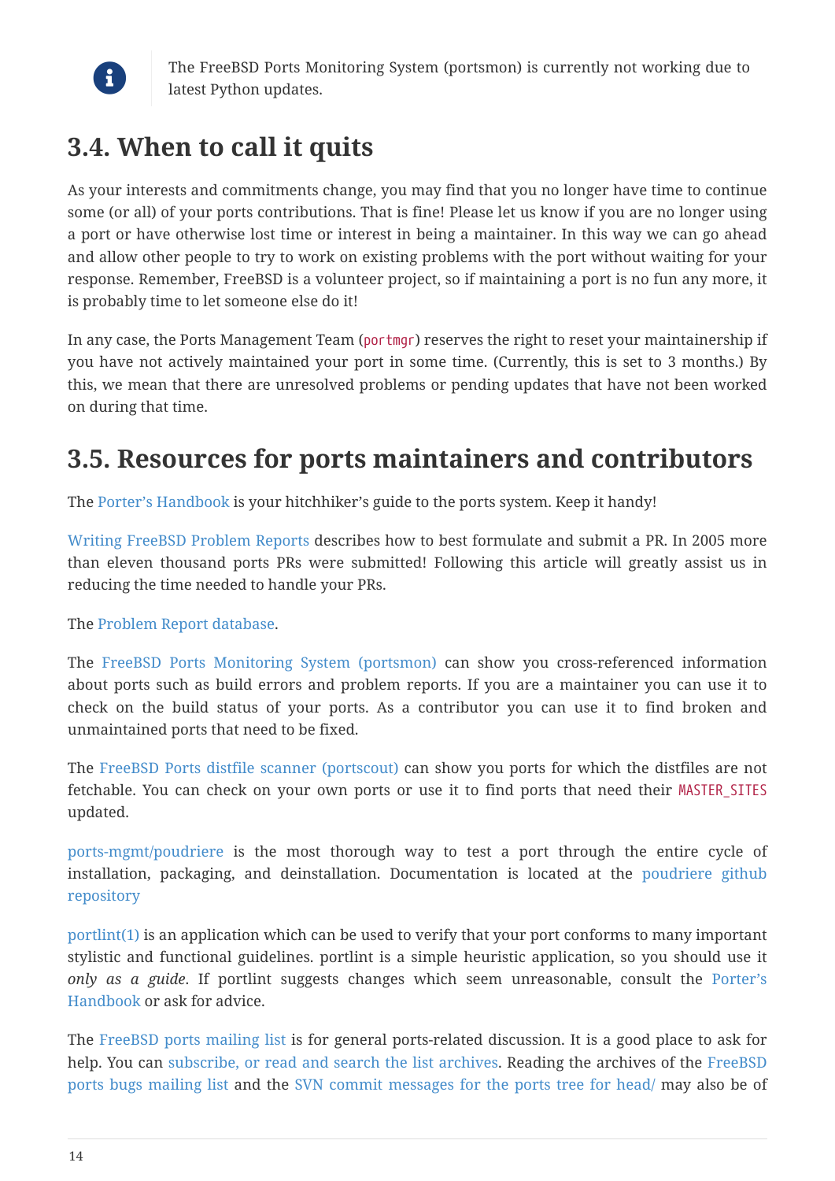> The FreeBSD Ports Monitoring System (portsmon) is currently not working due to latest Python updates.

## 3.4. When to call it quits

As your interests and commitments change, you may find that you no longer have time to continue some (or all) of your ports contributions. That is fine! Please let us know if you are no longer using a port or have otherwise lost time or interest in being a maintainer. In this way we can go ahead and allow other people to try to work on existing problems with the port without waiting for your response. Remember, FreeBSD is a volunteer project, so if maintaining a port is no fun any more, it is probably time to let someone else do it!

In any case, the Ports Management Team (`portmgr`) reserves the right to reset your maintainership if you have not actively maintained your port in some time. (Currently, this is set to 3 months.) By this, we mean that there are unresolved problems or pending updates that have not been worked on during that time.

## 3.5. Resources for ports maintainers and contributors

The Porter's Handbook is your hitchhiker's guide to the ports system. Keep it handy!

Writing FreeBSD Problem Reports describes how to best formulate and submit a PR. In 2005 more than eleven thousand ports PRs were submitted! Following this article will greatly assist us in reducing the time needed to handle your PRs.

The Problem Report database.

The FreeBSD Ports Monitoring System (portsmon) can show you cross-referenced information about ports such as build errors and problem reports. If you are a maintainer you can use it to check on the build status of your ports. As a contributor you can use it to find broken and unmaintained ports that need to be fixed.

The FreeBSD Ports distfile scanner (portscout) can show you ports for which the distfiles are not fetchable. You can check on your own ports or use it to find ports that need their `MASTER_SITES` updated.

ports-mgmt/poudriere is the most thorough way to test a port through the entire cycle of installation, packaging, and deinstallation. Documentation is located at the poudriere github repository

portlint(1) is an application which can be used to verify that your port conforms to many important stylistic and functional guidelines. portlint is a simple heuristic application, so you should use it *only as a guide*. If portlint suggests changes which seem unreasonable, consult the Porter's Handbook or ask for advice.

The FreeBSD ports mailing list is for general ports-related discussion. It is a good place to ask for help. You can subscribe, or read and search the list archives. Reading the archives of the FreeBSD ports bugs mailing list and the SVN commit messages for the ports tree for head/ may also be of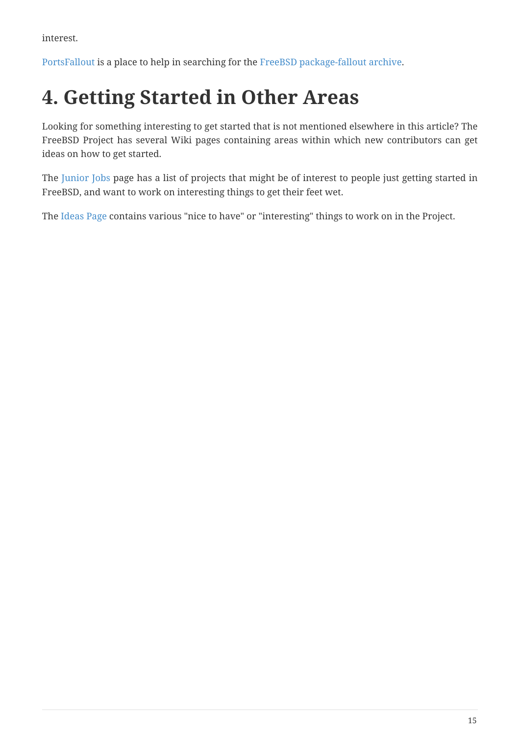interest.

PortsFallout is a place to help in searching for the FreeBSD package-fallout archive.

# 4. Getting Started in Other Areas

Looking for something interesting to get started that is not mentioned elsewhere in this article? The FreeBSD Project has several Wiki pages containing areas within which new contributors can get ideas on how to get started.

The Junior Jobs page has a list of projects that might be of interest to people just getting started in FreeBSD, and want to work on interesting things to get their feet wet.

The Ideas Page contains various "nice to have" or "interesting" things to work on in the Project.